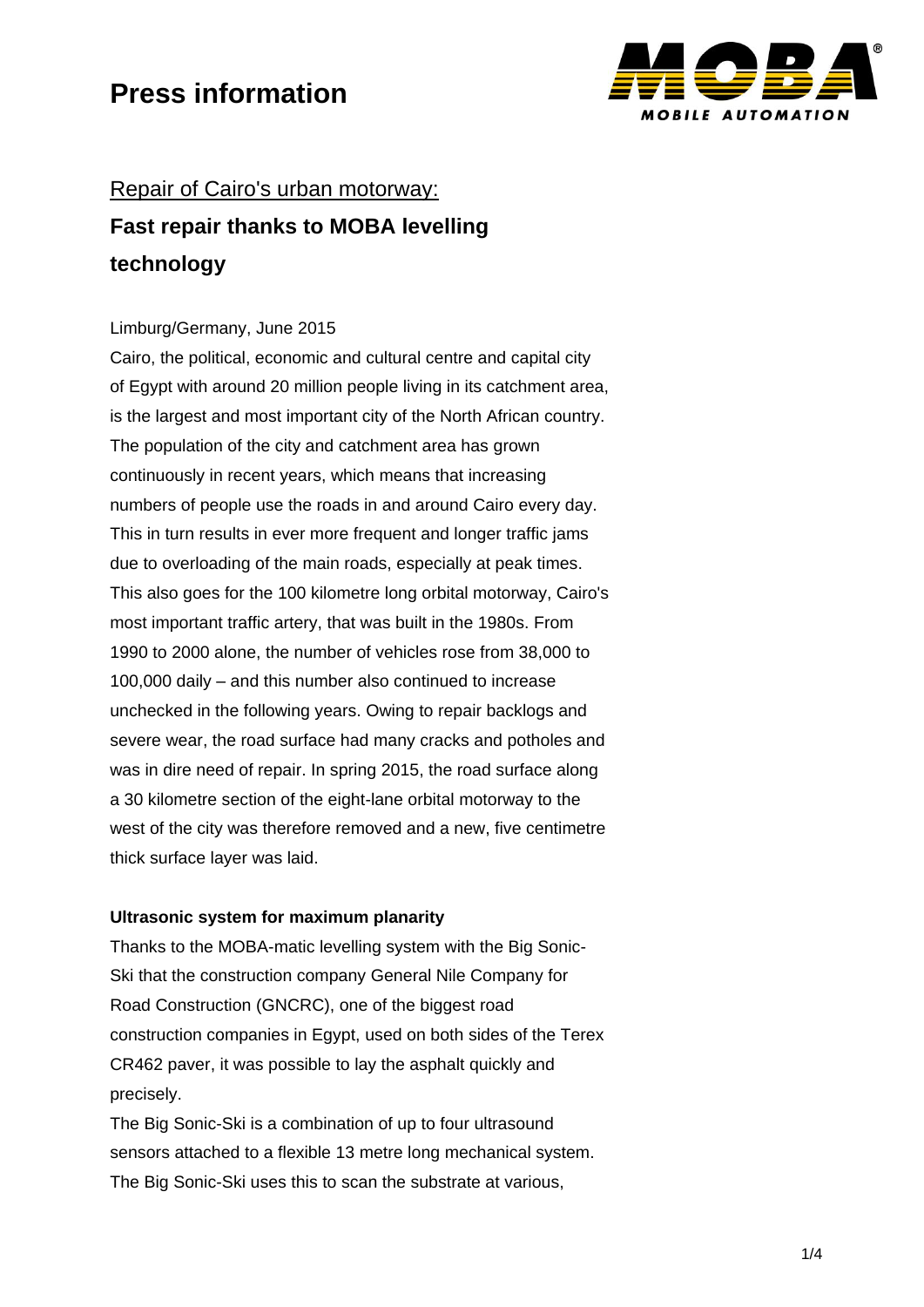# Press information

Repair of Cairo's urban motorway:

## Fast repair thanks to MOBA levelling technology

Limburg/Germany, June 2015

Cairo, the political, economic and cultural centre and capital city of Egypt with around 20 million people living in its catchment area, is the largest and most important city of the North African country. The population of the city and catchment area has grown continuously in recent years, which means that increasing numbers of people use the roads in and around Cairo every day. This in turn results in ever more frequent and longer traffic jams due to overloading of the main roads, especially at peak times. This also goes for the 100 kilometre long orbital motorway, Cairo's most important traffic artery, that was built in the 1980s. From 1990 to 2000 alone, the number of vehicles rose from 38,000 to 100,000 daily – and this number also continued to increase unchecked in the following years. Owing to repair backlogs and severe wear, the road surface had many cracks and potholes and was in dire need of repair. In spring 2015, the road surface along a 30 kilometre section of the eight-lane orbital motorway to the west of the city was therefore removed and a new, five centimetre thick surface layer was laid.

**Ultrasonic system for maximum planarity**

Thanks to the MOBA-matic levelling system with the Big Sonic-Ski that the construction company General Nile Company for Road Construction (GNCRC), one of the biggest road construction companies in Egypt, used on both sides of the Terex CR462 paver, it was possible to lay the asphalt quickly and precisely.

The Big Sonic-Ski is a combination of up to four ultrasound sensors attached to a flexible 13 metre long mechanical system. The Big Sonic-Ski uses this to scan the substrate at various,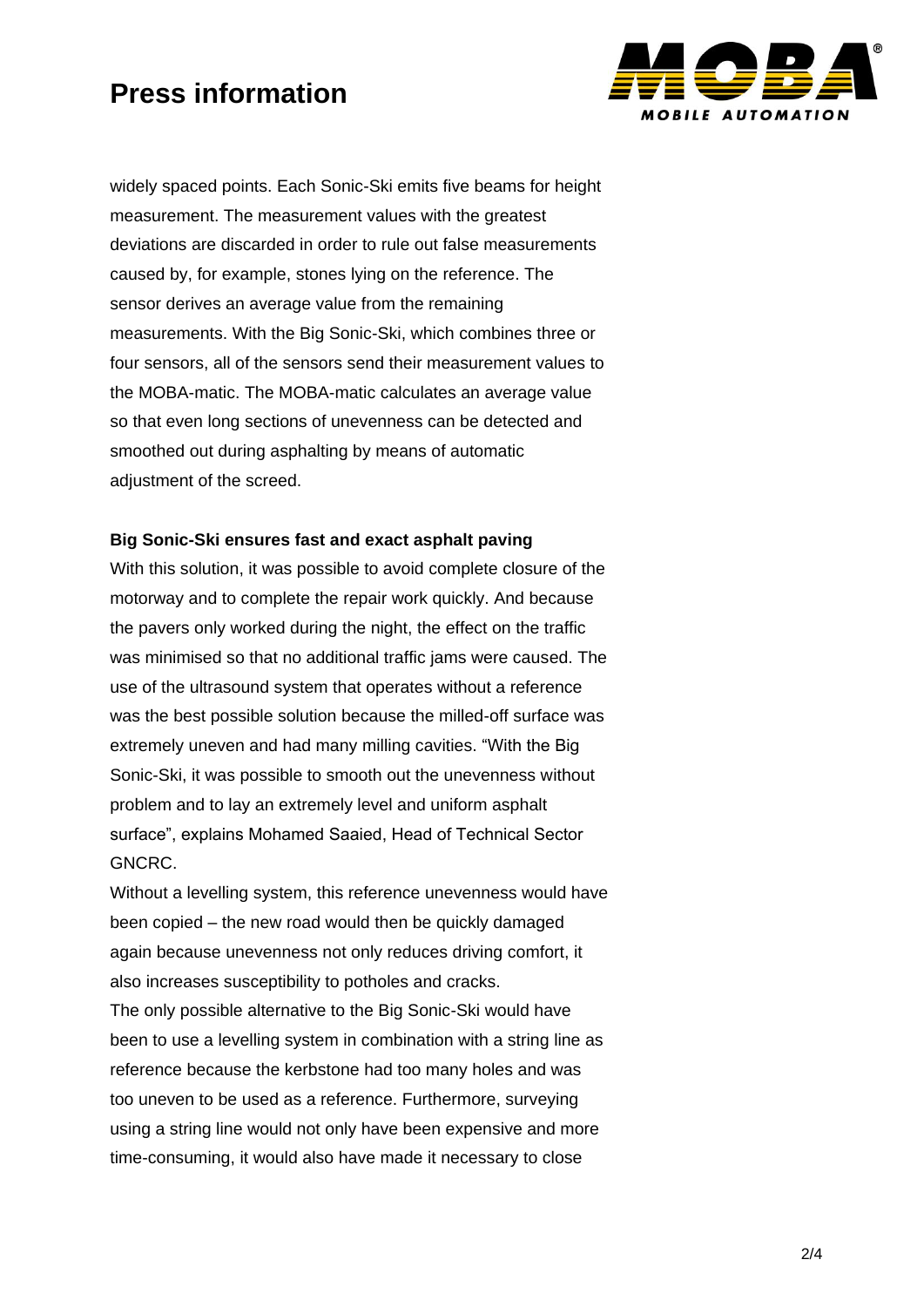widely spaced points. Each Sonic-Ski emits five beams for height measurement. The measurement values with the greatest deviations are discarded in order to rule out false measurements caused by, for example, stones lying on the reference. The sensor derives an average value from the remaining measurements. With the Big Sonic-Ski, which combines three or four sensors, all of the sensors send their measurement values to the MOBA-matic. The MOBA-matic calculates an average value so that even long sections of unevenness can be detected and smoothed out during asphalting by means of automatic adjustment of the screed.

**Big Sonic-Ski ensures fast and exact asphalt paving**

With this solution, it was possible to avoid complete closure of the motorway and to complete the repair work quickly. And because the pavers only worked during the night, the effect on the traffic was minimised so that no additional traffic jams were caused. The use of the ultrasound system that operates without a reference was the best possible solution because the milled-off surface was extremely uneven and had many milling cavities. "With the Big Sonic-Ski, it was possible to smooth out the unevenness without problem and to lay an extremely level and uniform asphalt surface", explains Mohamed Saaied, Head of Technical Sector GNCRC.

Without a levelling system, this reference unevenness would have been copied – the new road would then be quickly damaged again because unevenness not only reduces driving comfort, it also increases susceptibility to potholes and cracks.

The only possible alternative to the Big Sonic-Ski would have been to use a levelling system in combination with a string line as reference because the kerbstone had too many holes and was too uneven to be used as a reference. Furthermore, surveying using a string line would not only have been expensive and more time-consuming, it would also have made it necessary to close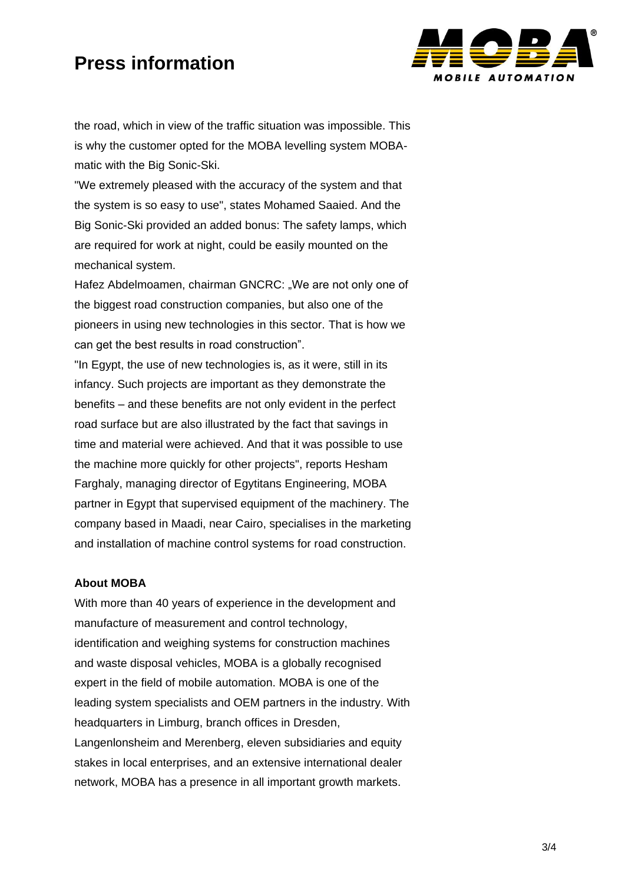the road, which in view of the traffic situation was impossible. This is why the customer opted for the MOBA levelling system MOBA-matic with the Big Sonic-Ski.

"We extremely pleased with the accuracy of the system and that the system is so easy to use", states Mohamed Saaied. And the Big Sonic-Ski provided an added bonus: The safety lamps, which are required for work at night, could be easily mounted on the mechanical system.

Hafez Abdelmoamen, chairman GNCRC: „We are not only one of the biggest road construction companies, but also one of the pioneers in using new technologies in this sector. That is how we can get the best results in road construction".

"In Egypt, the use of new technologies is, as it were, still in its infancy. Such projects are important as they demonstrate the benefits – and these benefits are not only evident in the perfect road surface but are also illustrated by the fact that savings in time and material were achieved. And that it was possible to use the machine more quickly for other projects", reports Hesham Farghaly, managing director of Egytitans Engineering, MOBA partner in Egypt that supervised equipment of the machinery. The company based in Maadi, near Cairo, specialises in the marketing and installation of machine control systems for road construction.

**About MOBA**

With more than 40 years of experience in the development and manufacture of measurement and control technology, identification and weighing systems for construction machines and waste disposal vehicles, MOBA is a globally recognised expert in the field of mobile automation. MOBA is one of the leading system specialists and OEM partners in the industry. With headquarters in Limburg, branch offices in Dresden, Langenlonsheim and Merenberg, eleven subsidiaries and equity stakes in local enterprises, and an extensive international dealer network, MOBA has a presence in all important growth markets.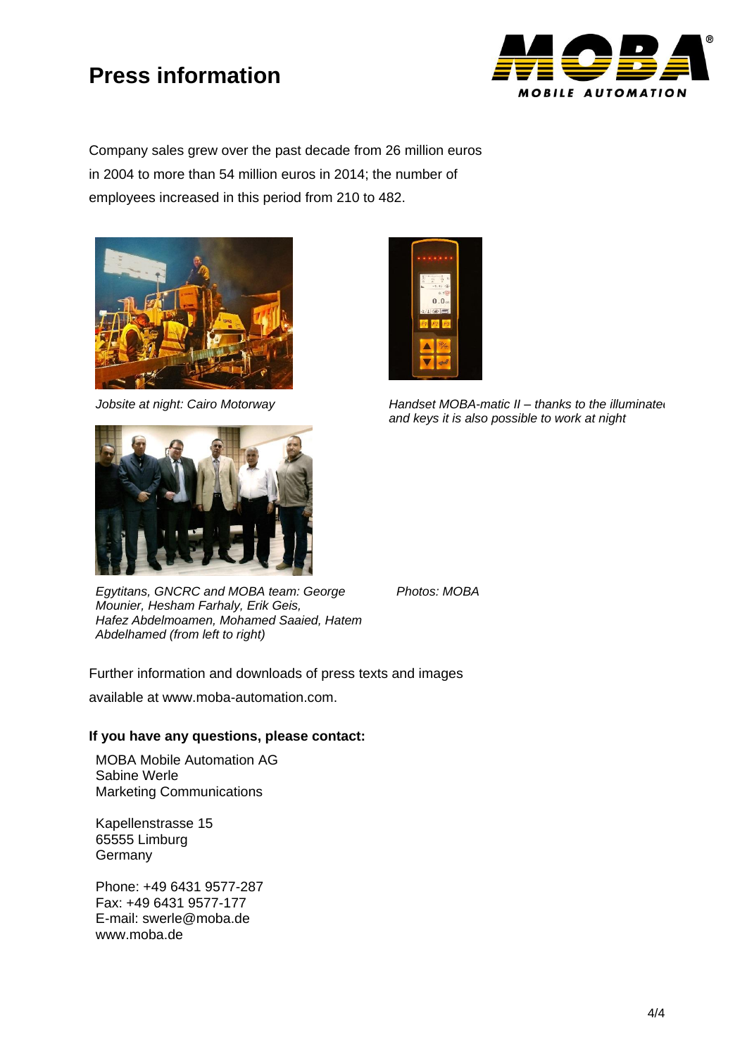# Press information

Company sales grew over the past decade from 26 million euros in 2004 to more than 54 million euros in 2014; the number of employees increased in this period from 210 to 482.

*Jobsite at night: Cairo Motorway*

*Handset MOBA-matic II – thanks to the illuminated and keys it is also possible to work at night*

*Egytitans, GNCRC and MOBA team: George Mounier, Hesham Farhaly, Erik Geis, Hafez Abdelmoamen, Mohamed Saaied, Hatem Abdelhamed (from left to right)*

*Photos: MOBA*

Further information and downloads of press texts and images available at www.moba-automation.com.

**If you have any questions, please contact:**

MOBA Mobile Automation AG  
Sabine Werle  
Marketing Communications

Kapellenstrasse 15  
65555 Limburg  
Germany

Phone: +49 6431 9577-287  
Fax: +49 6431 9577-177  
E-mail: swerle@moba.de  
www.moba.de